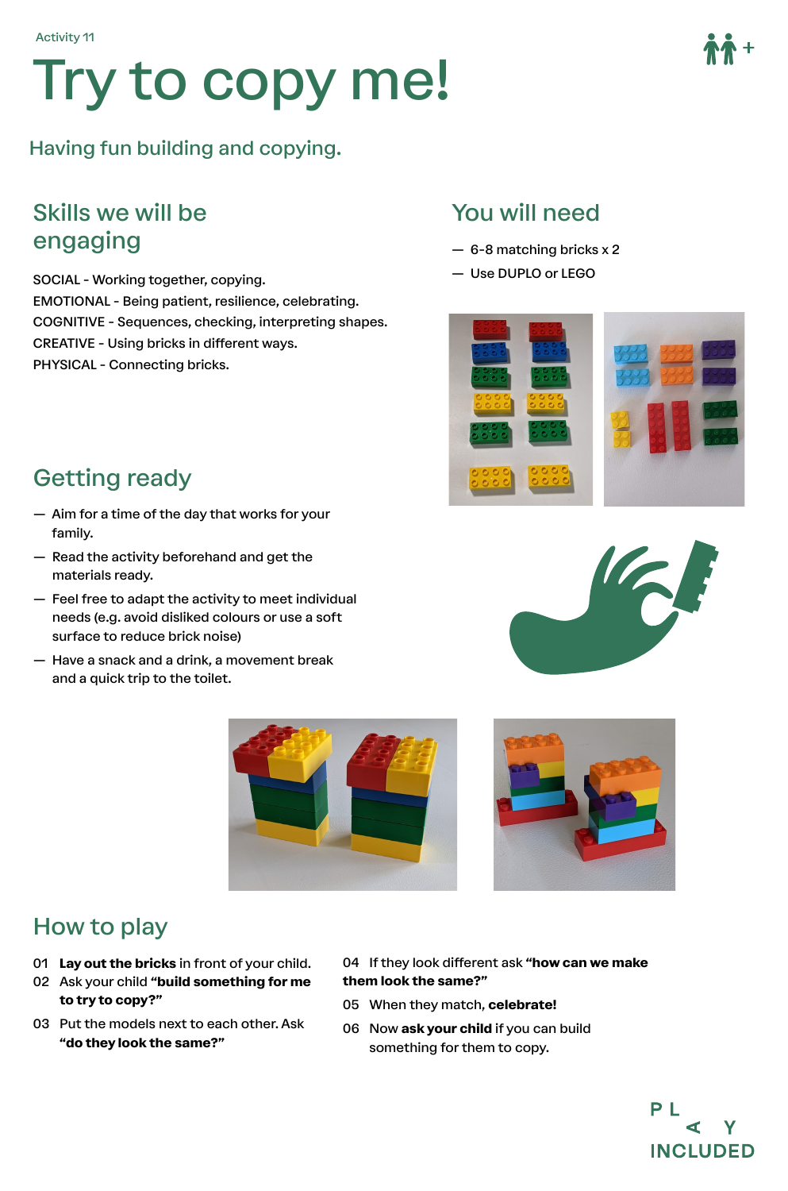Activity 11

# Try to copy me!

Having fun building and copying.

## Skills we will be engaging

SOCIAL - Working together, copying.
EMOTIONAL - Being patient, resilience, celebrating.
COGNITIVE - Sequences, checking, interpreting shapes.
CREATIVE - Using bricks in different ways.
PHYSICAL - Connecting bricks.

## You will need

- 6-8 matching bricks x 2
- Use DUPLO or LEGO

## Getting ready

- Aim for a time of the day that works for your family.
- Read the activity beforehand and get the materials ready.
- Feel free to adapt the activity to meet individual needs (e.g. avoid disliked colours or use a soft surface to reduce brick noise)
- Have a snack and a drink, a movement break and a quick trip to the toilet.

## How to play

01 **Lay out the bricks** in front of your child.

02 Ask your child **"build something for me to try to copy?"**

03 Put the models next to each other. Ask **"do they look the same?"**

04 If they look different ask **"how can we make them look the same?"**

05 When they match, **celebrate!**

06 Now **ask your child** if you can build something for them to copy.

PLAY INCLUDED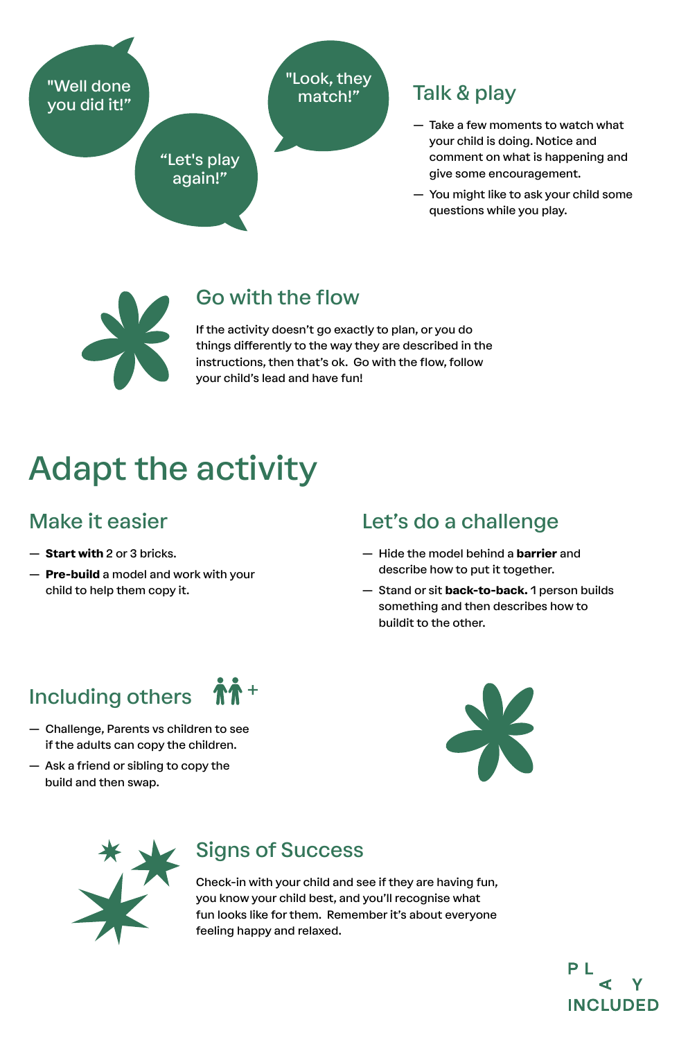"Well done you did it!"

"Let's play again!"

"Look, they match!"

## Talk & play

- Take a few moments to watch what your child is doing. Notice and comment on what is happening and give some encouragement.
- You might like to ask your child some questions while you play.

## Go with the flow

If the activity doesn't go exactly to plan, or you do things differently to the way they are described in the instructions, then that's ok. Go with the flow, follow your child's lead and have fun!

# Adapt the activity

## Make it easier

- **Start with** 2 or 3 bricks.
- **Pre-build** a model and work with your child to help them copy it.

## Let's do a challenge

- Hide the model behind a **barrier** and describe how to put it together.
- Stand or sit **back-to-back.** 1 person builds something and then describes how to buildit to the other.

## Including others

- Challenge, Parents vs children to see if the adults can copy the children.
- Ask a friend or sibling to copy the build and then swap.

## Signs of Success

Check-in with your child and see if they are having fun, you know your child best, and you'll recognise what fun looks like for them. Remember it's about everyone feeling happy and relaxed.

PLAY INCLUDED